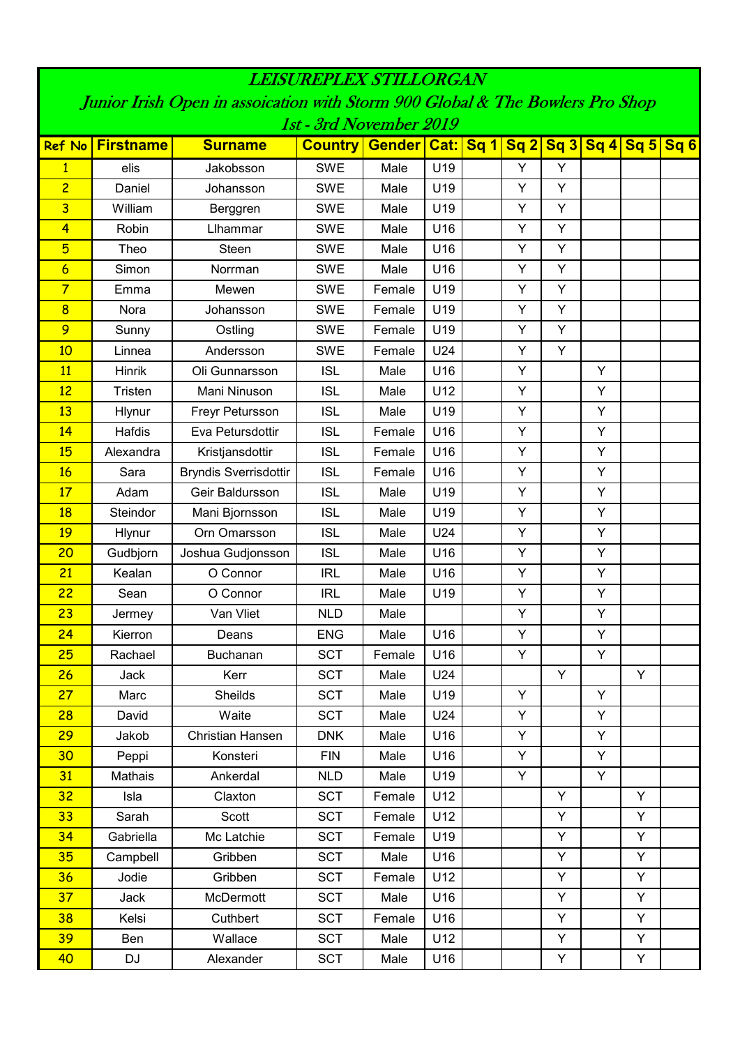# LEISUREPLEX STILLORGAN

## Junior Irish Open in assoication with Storm 900 Global & The Bowlers Pro Shop

### 1st - 3rd November 2019

| Ref No | Firstname | Surname | Country | Gender | Cat: | Sq 1 | Sq 2 | Sq 3 | Sq 4 | Sq 5 | Sq 6 |
|---|---|---|---|---|---|---|---|---|---|---|---|
| 1 | elis | Jakobsson | SWE | Male | U19 | | Y | Y | | | |
| 2 | Daniel | Johansson | SWE | Male | U19 | | Y | Y | | | |
| 3 | William | Berggren | SWE | Male | U19 | | Y | Y | | | |
| 4 | Robin | Llhammar | SWE | Male | U16 | | Y | Y | | | |
| 5 | Theo | Steen | SWE | Male | U16 | | Y | Y | | | |
| 6 | Simon | Norrman | SWE | Male | U16 | | Y | Y | | | |
| 7 | Emma | Mewen | SWE | Female | U19 | | Y | Y | | | |
| 8 | Nora | Johansson | SWE | Female | U19 | | Y | Y | | | |
| 9 | Sunny | Ostling | SWE | Female | U19 | | Y | Y | | | |
| 10 | Linnea | Andersson | SWE | Female | U24 | | Y | Y | | | |
| 11 | Hinrik | Oli Gunnarsson | ISL | Male | U16 | | Y | | Y | | |
| 12 | Tristen | Mani Ninuson | ISL | Male | U12 | | Y | | Y | | |
| 13 | Hlynur | Freyr Petursson | ISL | Male | U19 | | Y | | Y | | |
| 14 | Hafdis | Eva Petursdottir | ISL | Female | U16 | | Y | | Y | | |
| 15 | Alexandra | Kristjansdottir | ISL | Female | U16 | | Y | | Y | | |
| 16 | Sara | Bryndis Sverrisdottir | ISL | Female | U16 | | Y | | Y | | |
| 17 | Adam | Geir Baldursson | ISL | Male | U19 | | Y | | Y | | |
| 18 | Steindor | Mani Bjornsson | ISL | Male | U19 | | Y | | Y | | |
| 19 | Hlynur | Orn Omarsson | ISL | Male | U24 | | Y | | Y | | |
| 20 | Gudbjorn | Joshua Gudjonsson | ISL | Male | U16 | | Y | | Y | | |
| 21 | Kealan | O Connor | IRL | Male | U16 | | Y | | Y | | |
| 22 | Sean | O Connor | IRL | Male | U19 | | Y | | Y | | |
| 23 | Jermey | Van Vliet | NLD | Male | | | Y | | Y | | |
| 24 | Kierron | Deans | ENG | Male | U16 | | Y | | Y | | |
| 25 | Rachael | Buchanan | SCT | Female | U16 | | Y | | Y | | |
| 26 | Jack | Kerr | SCT | Male | U24 | | | Y | | Y | |
| 27 | Marc | Sheilds | SCT | Male | U19 | | Y | | Y | | |
| 28 | David | Waite | SCT | Male | U24 | | Y | | Y | | |
| 29 | Jakob | Christian Hansen | DNK | Male | U16 | | Y | | Y | | |
| 30 | Peppi | Konsteri | FIN | Male | U16 | | Y | | Y | | |
| 31 | Mathais | Ankerdal | NLD | Male | U19 | | Y | | Y | | |
| 32 | Isla | Claxton | SCT | Female | U12 | | | Y | | Y | |
| 33 | Sarah | Scott | SCT | Female | U12 | | | Y | | Y | |
| 34 | Gabriella | Mc Latchie | SCT | Female | U19 | | | Y | | Y | |
| 35 | Campbell | Gribben | SCT | Male | U16 | | | Y | | Y | |
| 36 | Jodie | Gribben | SCT | Female | U12 | | | Y | | Y | |
| 37 | Jack | McDermott | SCT | Male | U16 | | | Y | | Y | |
| 38 | Kelsi | Cuthbert | SCT | Female | U16 | | | Y | | Y | |
| 39 | Ben | Wallace | SCT | Male | U12 | | | Y | | Y | |
| 40 | DJ | Alexander | SCT | Male | U16 | | | Y | | Y | |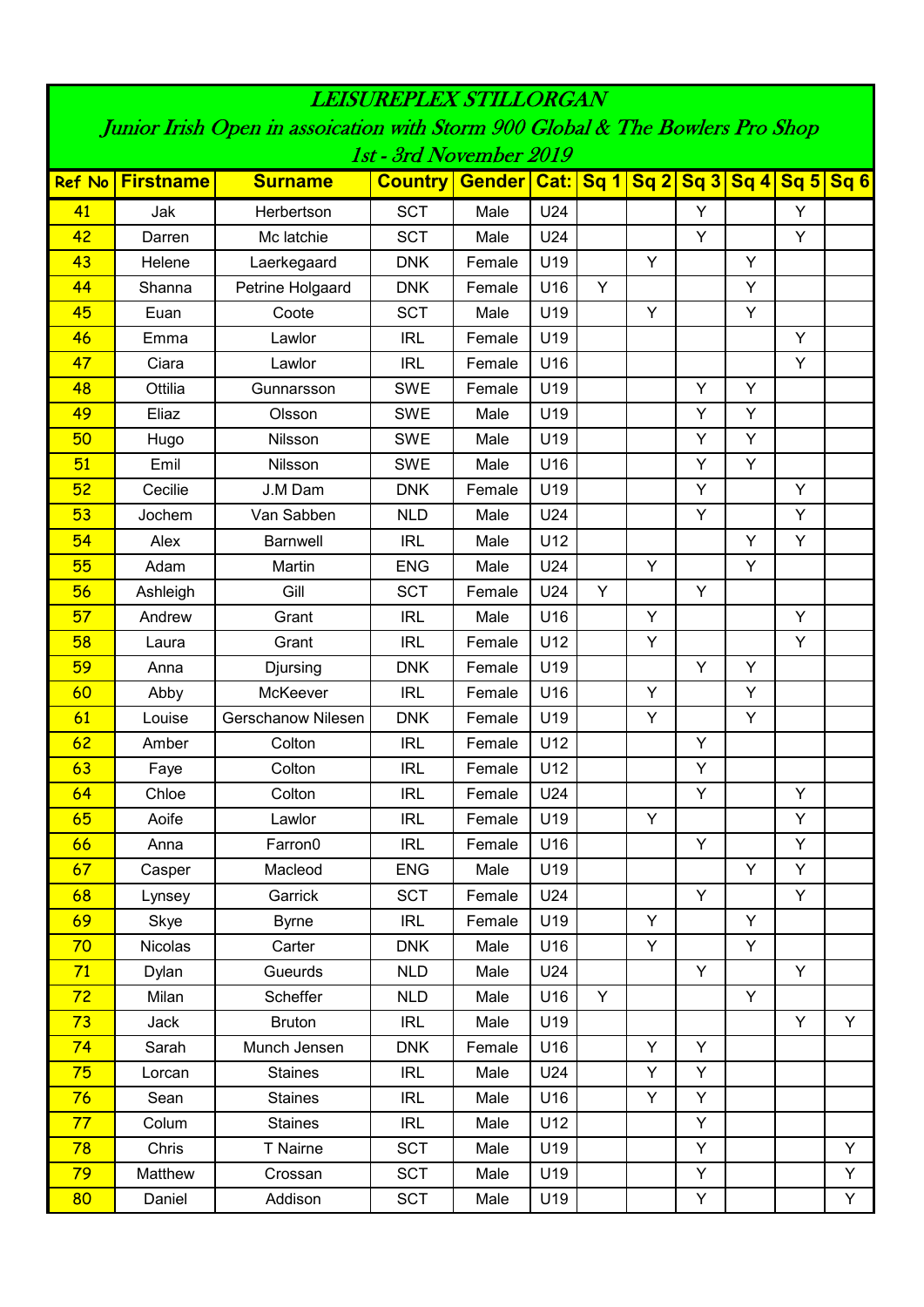# LEISUREPLEX STILLORGAN

## Junior Irish Open in assoication with Storm 900 Global & The Bowlers Pro Shop

### 1st - 3rd November 2019

| Ref No | Firstname | Surname | Country | Gender | Cat: | Sq 1 | Sq 2 | Sq 3 | Sq 4 | Sq 5 | Sq 6 |
|---|---|---|---|---|---|---|---|---|---|---|---|
| 41 | Jak | Herbertson | SCT | Male | U24 | | | Y | | Y | |
| 42 | Darren | Mc latchie | SCT | Male | U24 | | | Y | | Y | |
| 43 | Helene | Laerkegaard | DNK | Female | U19 | | Y | | Y | | |
| 44 | Shanna | Petrine Holgaard | DNK | Female | U16 | Y | | | Y | | |
| 45 | Euan | Coote | SCT | Male | U19 | | Y | | Y | | |
| 46 | Emma | Lawlor | IRL | Female | U19 | | | | | Y | |
| 47 | Ciara | Lawlor | IRL | Female | U16 | | | | | Y | |
| 48 | Ottilia | Gunnarsson | SWE | Female | U19 | | | Y | Y | | |
| 49 | Eliaz | Olsson | SWE | Male | U19 | | | Y | Y | | |
| 50 | Hugo | Nilsson | SWE | Male | U19 | | | Y | Y | | |
| 51 | Emil | Nilsson | SWE | Male | U16 | | | Y | Y | | |
| 52 | Cecilie | J.M Dam | DNK | Female | U19 | | | Y | | Y | |
| 53 | Jochem | Van Sabben | NLD | Male | U24 | | | Y | | Y | |
| 54 | Alex | Barnwell | IRL | Male | U12 | | | | Y | Y | |
| 55 | Adam | Martin | ENG | Male | U24 | | Y | | Y | | |
| 56 | Ashleigh | Gill | SCT | Female | U24 | Y | | Y | | | |
| 57 | Andrew | Grant | IRL | Male | U16 | | Y | | | Y | |
| 58 | Laura | Grant | IRL | Female | U12 | | Y | | | Y | |
| 59 | Anna | Djursing | DNK | Female | U19 | | | Y | Y | | |
| 60 | Abby | McKeever | IRL | Female | U16 | | Y | | Y | | |
| 61 | Louise | Gerschanow Nilesen | DNK | Female | U19 | | Y | | Y | | |
| 62 | Amber | Colton | IRL | Female | U12 | | | Y | | | |
| 63 | Faye | Colton | IRL | Female | U12 | | | Y | | | |
| 64 | Chloe | Colton | IRL | Female | U24 | | | Y | | Y | |
| 65 | Aoife | Lawlor | IRL | Female | U19 | | Y | | | Y | |
| 66 | Anna | Farron0 | IRL | Female | U16 | | | Y | | Y | |
| 67 | Casper | Macleod | ENG | Male | U19 | | | | Y | Y | |
| 68 | Lynsey | Garrick | SCT | Female | U24 | | | Y | | Y | |
| 69 | Skye | Byrne | IRL | Female | U19 | | Y | | Y | | |
| 70 | Nicolas | Carter | DNK | Male | U16 | | Y | | Y | | |
| 71 | Dylan | Gueurds | NLD | Male | U24 | | | Y | | Y | |
| 72 | Milan | Scheffer | NLD | Male | U16 | Y | | | Y | | |
| 73 | Jack | Bruton | IRL | Male | U19 | | | | | Y | Y |
| 74 | Sarah | Munch Jensen | DNK | Female | U16 | | Y | Y | | | |
| 75 | Lorcan | Staines | IRL | Male | U24 | | Y | Y | | | |
| 76 | Sean | Staines | IRL | Male | U16 | | Y | Y | | | |
| 77 | Colum | Staines | IRL | Male | U12 | | | Y | | | |
| 78 | Chris | T Nairne | SCT | Male | U19 | | | Y | | | Y |
| 79 | Matthew | Crossan | SCT | Male | U19 | | | Y | | | Y |
| 80 | Daniel | Addison | SCT | Male | U19 | | | Y | | | Y |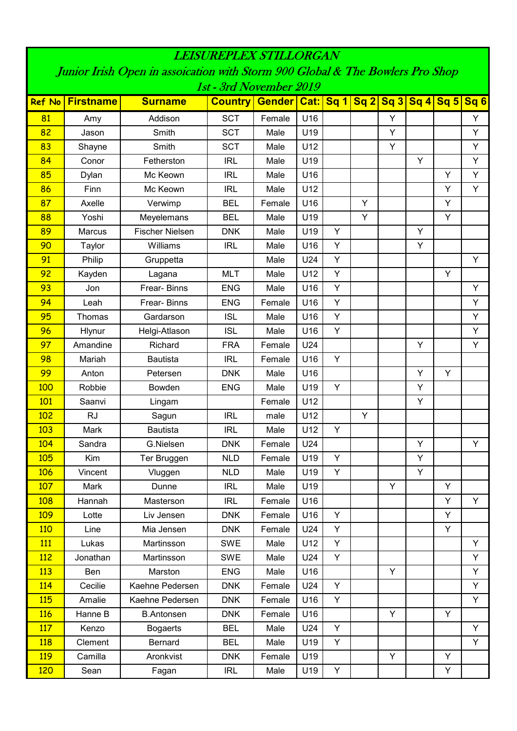# LEISUREPLEX STILLORGAN

## Junior Irish Open in assoication with Storm 900 Global & The Bowlers Pro Shop

### 1st - 3rd November 2019

| Ref No | Firstname | Surname | Country | Gender | Cat: | Sq 1 | Sq 2 | Sq 3 | Sq 4 | Sq 5 | Sq 6 |
|---|---|---|---|---|---|---|---|---|---|---|---|
| 81 | Amy | Addison | SCT | Female | U16 | | | Y | | | Y |
| 82 | Jason | Smith | SCT | Male | U19 | | | Y | | | Y |
| 83 | Shayne | Smith | SCT | Male | U12 | | | Y | | | Y |
| 84 | Conor | Fetherston | IRL | Male | U19 | | | | Y | | Y |
| 85 | Dylan | Mc Keown | IRL | Male | U16 | | | | | Y | Y |
| 86 | Finn | Mc Keown | IRL | Male | U12 | | | | | Y | Y |
| 87 | Axelle | Verwimp | BEL | Female | U16 | | Y | | | Y | |
| 88 | Yoshi | Meyelemans | BEL | Male | U19 | | Y | | | Y | |
| 89 | Marcus | Fischer Nielsen | DNK | Male | U19 | Y | | | Y | | |
| 90 | Taylor | Williams | IRL | Male | U16 | Y | | | Y | | |
| 91 | Philip | Gruppetta | | Male | U24 | Y | | | | | Y |
| 92 | Kayden | Lagana | MLT | Male | U12 | Y | | | | Y | |
| 93 | Jon | Frear- Binns | ENG | Male | U16 | Y | | | | | Y |
| 94 | Leah | Frear- Binns | ENG | Female | U16 | Y | | | | | Y |
| 95 | Thomas | Gardarson | ISL | Male | U16 | Y | | | | | Y |
| 96 | Hlynur | Helgi-Atlason | ISL | Male | U16 | Y | | | | | Y |
| 97 | Amandine | Richard | FRA | Female | U24 | | | | Y | | Y |
| 98 | Mariah | Bautista | IRL | Female | U16 | Y | | | | | |
| 99 | Anton | Petersen | DNK | Male | U16 | | | | Y | Y | |
| 100 | Robbie | Bowden | ENG | Male | U19 | Y | | | Y | | |
| 101 | Saanvi | Lingam | | Female | U12 | | | | Y | | |
| 102 | RJ | Sagun | IRL | male | U12 | | Y | | | | |
| 103 | Mark | Bautista | IRL | Male | U12 | Y | | | | | |
| 104 | Sandra | G.Nielsen | DNK | Female | U24 | | | | Y | | Y |
| 105 | Kim | Ter Bruggen | NLD | Female | U19 | Y | | | Y | | |
| 106 | Vincent | Vluggen | NLD | Male | U19 | Y | | | Y | | |
| 107 | Mark | Dunne | IRL | Male | U19 | | | Y | | Y | |
| 108 | Hannah | Masterson | IRL | Female | U16 | | | | | Y | Y |
| 109 | Lotte | Liv Jensen | DNK | Female | U16 | Y | | | | Y | |
| 110 | Line | Mia Jensen | DNK | Female | U24 | Y | | | | Y | |
| 111 | Lukas | Martinsson | SWE | Male | U12 | Y | | | | | Y |
| 112 | Jonathan | Martinsson | SWE | Male | U24 | Y | | | | | Y |
| 113 | Ben | Marston | ENG | Male | U16 | | | Y | | | Y |
| 114 | Cecilie | Kaehne Pedersen | DNK | Female | U24 | Y | | | | | Y |
| 115 | Amalie | Kaehne Pedersen | DNK | Female | U16 | Y | | | | | Y |
| 116 | Hanne B | B.Antonsen | DNK | Female | U16 | | | Y | | Y | |
| 117 | Kenzo | Bogaerts | BEL | Male | U24 | Y | | | | | Y |
| 118 | Clement | Bernard | BEL | Male | U19 | Y | | | | | Y |
| 119 | Camilla | Aronkvist | DNK | Female | U19 | | | Y | | Y | |
| 120 | Sean | Fagan | IRL | Male | U19 | Y | | | | Y | |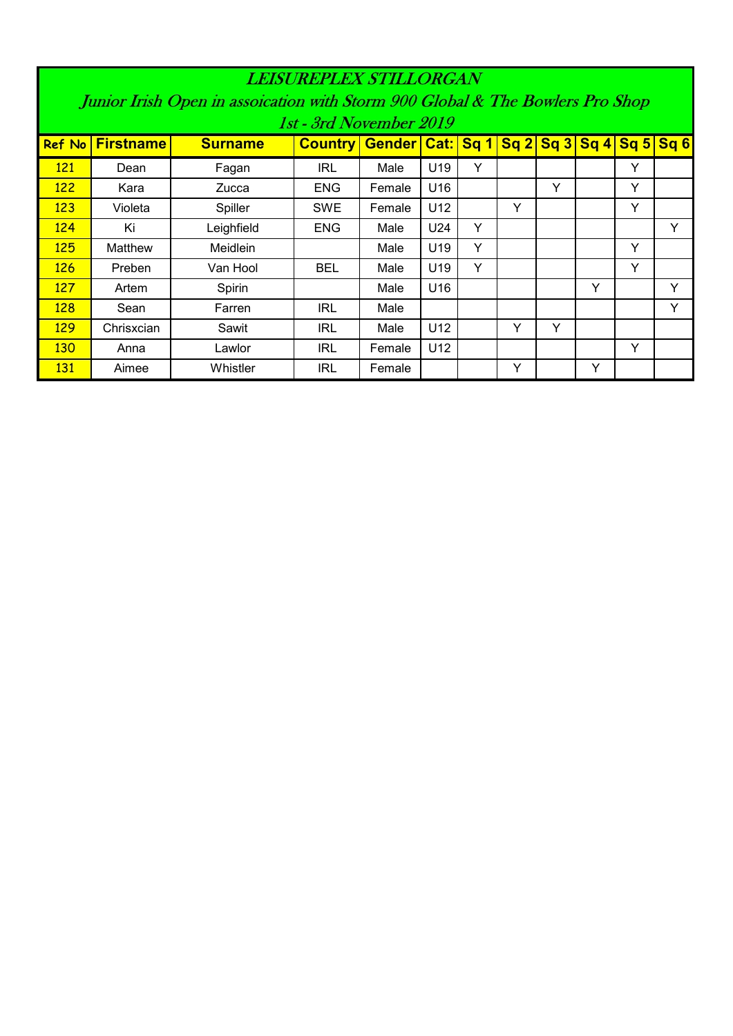# LEISUREPLEX STILLORGAN

## Junior Irish Open in assoication with Storm 900 Global & The Bowlers Pro Shop

### 1st - 3rd November 2019

| Ref No | Firstname | Surname | Country | Gender | Cat: | Sq 1 | Sq 2 | Sq 3 | Sq 4 | Sq 5 | Sq 6 |
|---|---|---|---|---|---|---|---|---|---|---|---|
| 121 | Dean | Fagan | IRL | Male | U19 | Y | | | | Y | |
| 122 | Kara | Zucca | ENG | Female | U16 | | | Y | | Y | |
| 123 | Violeta | Spiller | SWE | Female | U12 | | Y | | | Y | |
| 124 | Ki | Leighfield | ENG | Male | U24 | Y | | | | | Y |
| 125 | Matthew | Meidlein | | Male | U19 | Y | | | | Y | |
| 126 | Preben | Van Hool | BEL | Male | U19 | Y | | | | Y | |
| 127 | Artem | Spirin | | Male | U16 | | | | Y | | Y |
| 128 | Sean | Farren | IRL | Male | | | | | | | Y |
| 129 | Chrisxcian | Sawit | IRL | Male | U12 | | Y | Y | | | |
| 130 | Anna | Lawlor | IRL | Female | U12 | | | | | Y | |
| 131 | Aimee | Whistler | IRL | Female | | | Y | | Y | | |